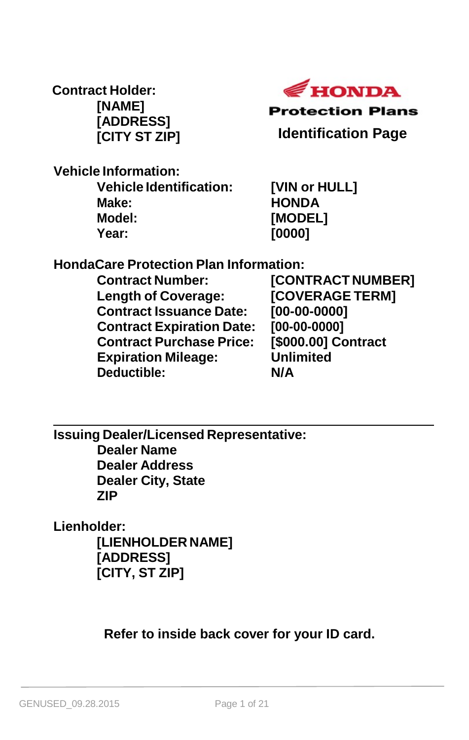**Contract Holder:**
**[NAME]**
**[ADDRESS]**
**[CITY ST ZIP]**

**HONDA**
**Protection Plans**

## Identification Page

**Vehicle Information:**

| | |
|---|---|
| **Vehicle Identification:** | **[VIN or HULL]** |
| **Make:** | **HONDA** |
| **Model:** | **[MODEL]** |
| **Year:** | **[0000]** |

**HondaCare Protection Plan Information:**

| | |
|---|---|
| **Contract Number:** | **[CONTRACT NUMBER]** |
| **Length of Coverage:** | **[COVERAGE TERM]** |
| **Contract Issuance Date:** | **[00-00-0000]** |
| **Contract Expiration Date:** | **[00-00-0000]** |
| **Contract Purchase Price:** | **[$000.00] Contract** |
| **Expiration Mileage:** | **Unlimited** |
| **Deductible:** | **N/A** |

---

**Issuing Dealer/Licensed Representative:**
**Dealer Name**
**Dealer Address**
**Dealer City, State**
**ZIP**

**Lienholder:**
**[LIENHOLDER NAME]**
**[ADDRESS]**
**[CITY, ST ZIP]**

**Refer to inside back cover for your ID card.**

GENUSED_09.28.2015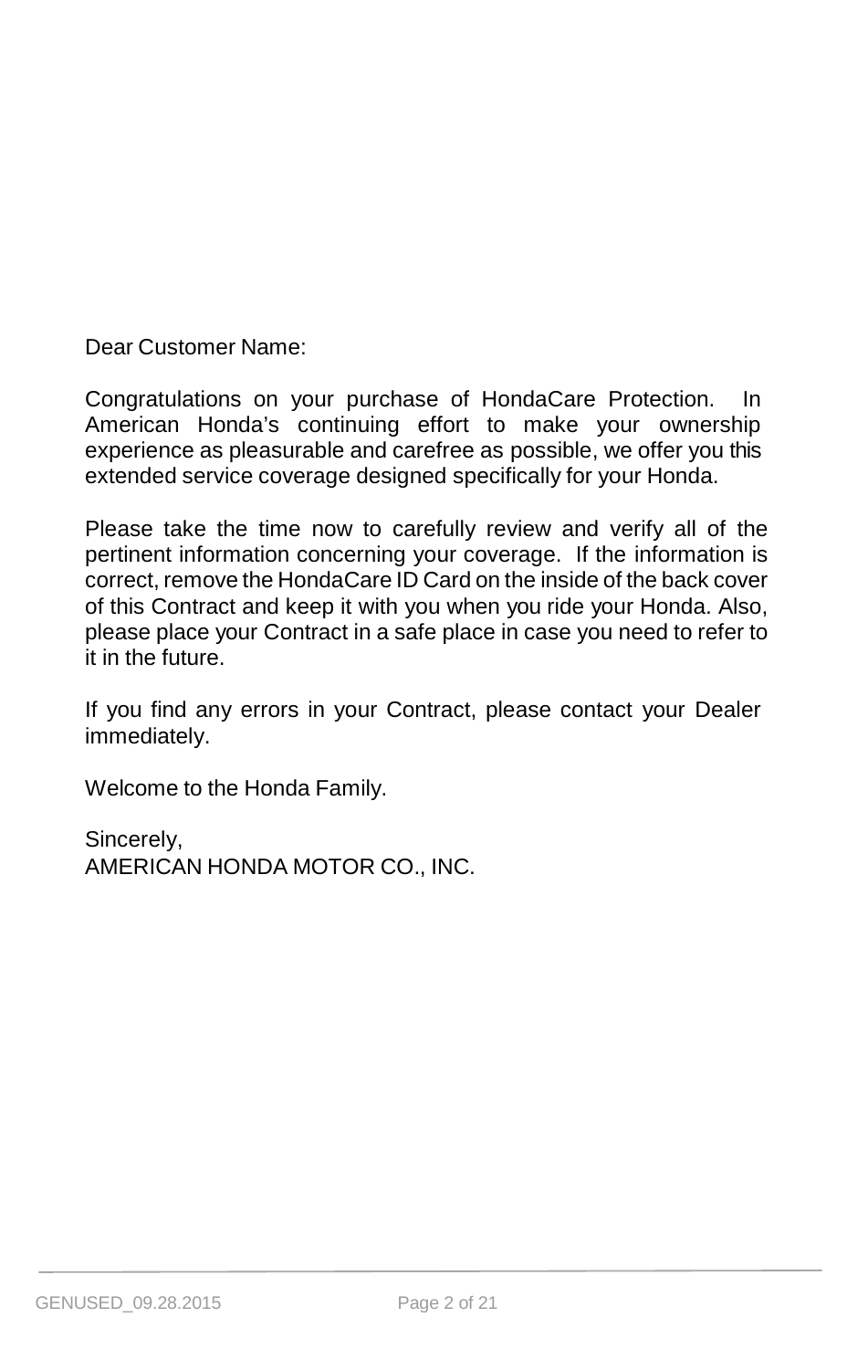Dear Customer Name:

Congratulations on your purchase of HondaCare Protection. In American Honda's continuing effort to make your ownership experience as pleasurable and carefree as possible, we offer you this extended service coverage designed specifically for your Honda.

Please take the time now to carefully review and verify all of the pertinent information concerning your coverage. If the information is correct, remove the HondaCare ID Card on the inside of the back cover of this Contract and keep it with you when you ride your Honda. Also, please place your Contract in a safe place in case you need to refer to it in the future.

If you find any errors in your Contract, please contact your Dealer immediately.

Welcome to the Honda Family.

Sincerely,
AMERICAN HONDA MOTOR CO., INC.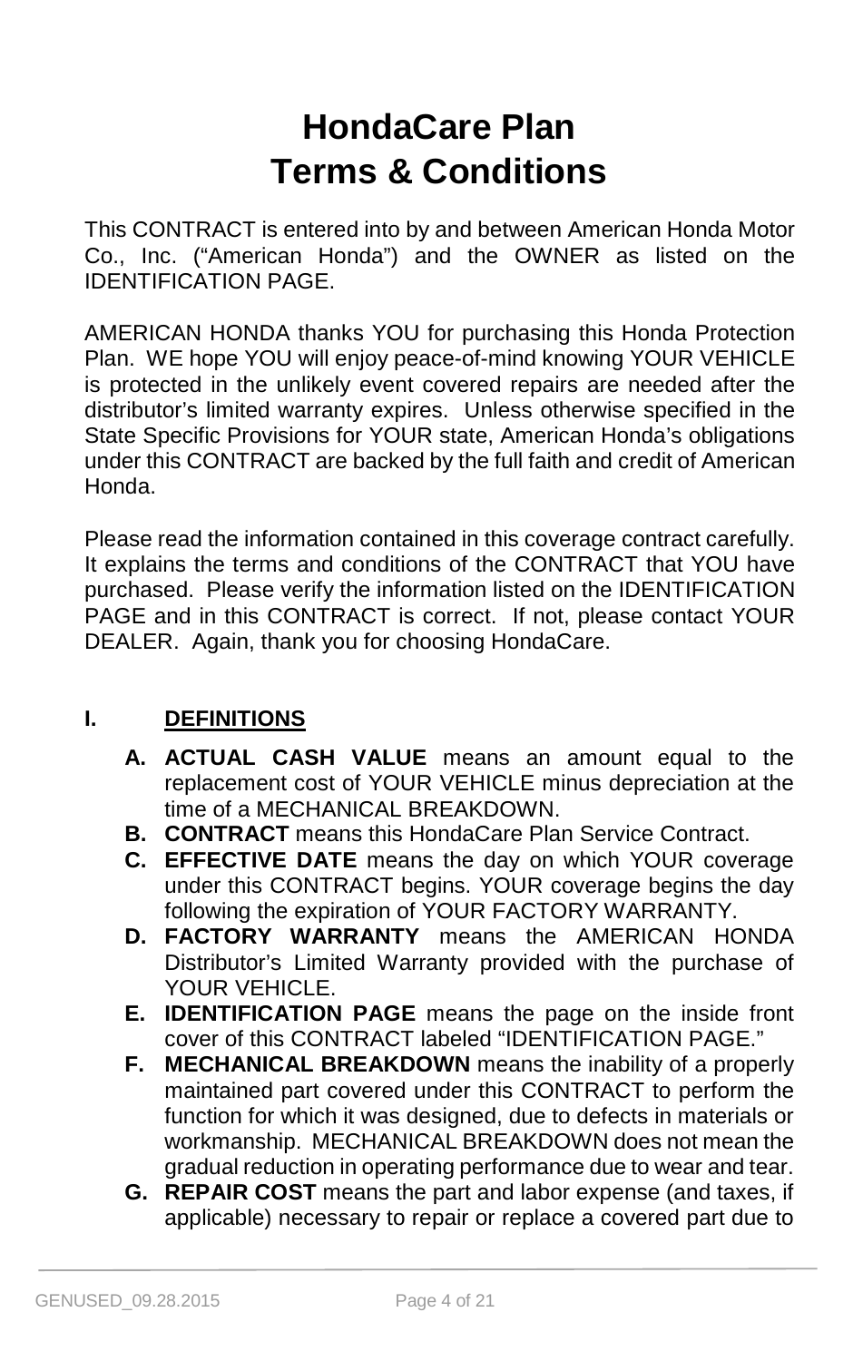# HondaCare Plan
# Terms & Conditions

This CONTRACT is entered into by and between American Honda Motor Co., Inc. ("American Honda") and the OWNER as listed on the IDENTIFICATION PAGE.

AMERICAN HONDA thanks YOU for purchasing this Honda Protection Plan. WE hope YOU will enjoy peace-of-mind knowing YOUR VEHICLE is protected in the unlikely event covered repairs are needed after the distributor's limited warranty expires. Unless otherwise specified in the State Specific Provisions for YOUR state, American Honda's obligations under this CONTRACT are backed by the full faith and credit of American Honda.

Please read the information contained in this coverage contract carefully. It explains the terms and conditions of the CONTRACT that YOU have purchased. Please verify the information listed on the IDENTIFICATION PAGE and in this CONTRACT is correct. If not, please contact YOUR DEALER. Again, thank you for choosing HondaCare.

## I. DEFINITIONS

**A. ACTUAL CASH VALUE** means an amount equal to the replacement cost of YOUR VEHICLE minus depreciation at the time of a MECHANICAL BREAKDOWN.

**B. CONTRACT** means this HondaCare Plan Service Contract.

**C. EFFECTIVE DATE** means the day on which YOUR coverage under this CONTRACT begins. YOUR coverage begins the day following the expiration of YOUR FACTORY WARRANTY.

**D. FACTORY WARRANTY** means the AMERICAN HONDA Distributor's Limited Warranty provided with the purchase of YOUR VEHICLE.

**E. IDENTIFICATION PAGE** means the page on the inside front cover of this CONTRACT labeled "IDENTIFICATION PAGE."

**F. MECHANICAL BREAKDOWN** means the inability of a properly maintained part covered under this CONTRACT to perform the function for which it was designed, due to defects in materials or workmanship. MECHANICAL BREAKDOWN does not mean the gradual reduction in operating performance due to wear and tear.

**G. REPAIR COST** means the part and labor expense (and taxes, if applicable) necessary to repair or replace a covered part due to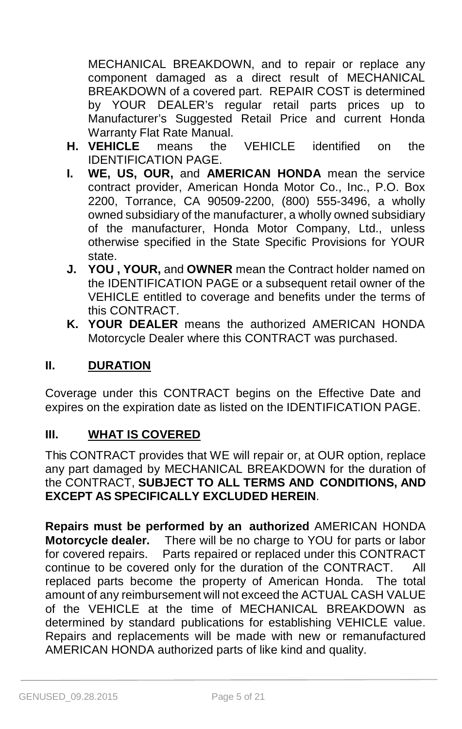MECHANICAL BREAKDOWN, and to repair or replace any component damaged as a direct result of MECHANICAL BREAKDOWN of a covered part. REPAIR COST is determined by YOUR DEALER's regular retail parts prices up to Manufacturer's Suggested Retail Price and current Honda Warranty Flat Rate Manual.

- **H. VEHICLE** means the VEHICLE identified on the IDENTIFICATION PAGE.
- **I. WE, US, OUR,** and **AMERICAN HONDA** mean the service contract provider, American Honda Motor Co., Inc., P.O. Box 2200, Torrance, CA 90509-2200, (800) 555-3496, a wholly owned subsidiary of the manufacturer, a wholly owned subsidiary of the manufacturer, Honda Motor Company, Ltd., unless otherwise specified in the State Specific Provisions for YOUR state.
- **J. YOU , YOUR,** and **OWNER** mean the Contract holder named on the IDENTIFICATION PAGE or a subsequent retail owner of the VEHICLE entitled to coverage and benefits under the terms of this CONTRACT.
- **K. YOUR DEALER** means the authorized AMERICAN HONDA Motorcycle Dealer where this CONTRACT was purchased.

## II. DURATION

Coverage under this CONTRACT begins on the Effective Date and expires on the expiration date as listed on the IDENTIFICATION PAGE.

## III. WHAT IS COVERED

This CONTRACT provides that WE will repair or, at OUR option, replace any part damaged by MECHANICAL BREAKDOWN for the duration of the CONTRACT, **SUBJECT TO ALL TERMS AND CONDITIONS, AND EXCEPT AS SPECIFICALLY EXCLUDED HEREIN**.

**Repairs must be performed by an authorized** AMERICAN HONDA **Motorcycle dealer.** There will be no charge to YOU for parts or labor for covered repairs. Parts repaired or replaced under this CONTRACT continue to be covered only for the duration of the CONTRACT. All replaced parts become the property of American Honda. The total amount of any reimbursement will not exceed the ACTUAL CASH VALUE of the VEHICLE at the time of MECHANICAL BREAKDOWN as determined by standard publications for establishing VEHICLE value. Repairs and replacements will be made with new or remanufactured AMERICAN HONDA authorized parts of like kind and quality.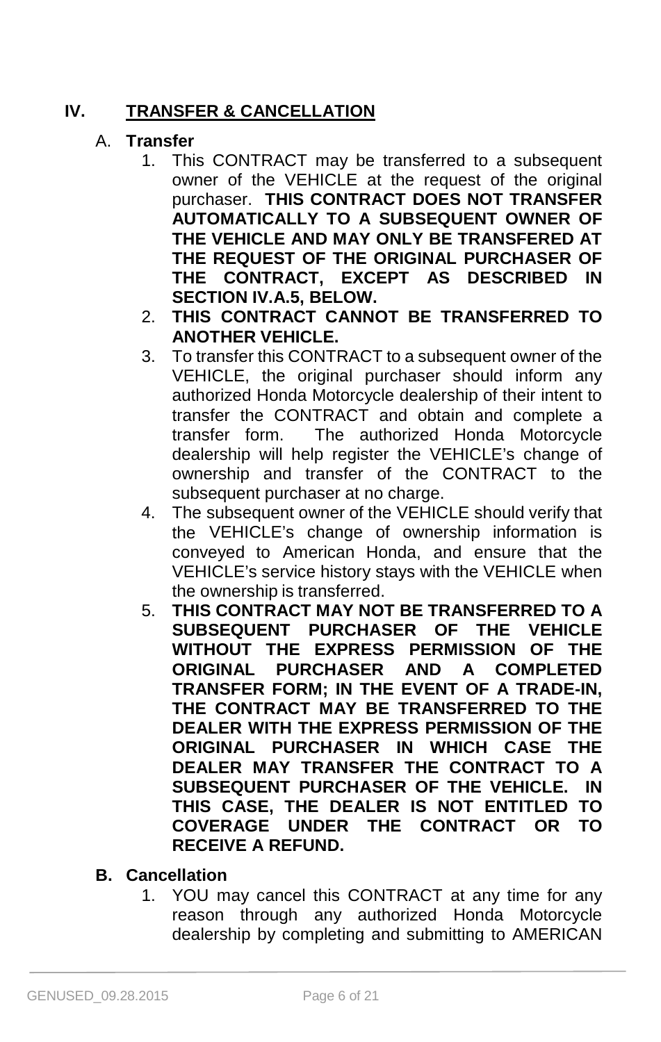## IV. TRANSFER & CANCELLATION

### A. Transfer

1. This CONTRACT may be transferred to a subsequent owner of the VEHICLE at the request of the original purchaser. **THIS CONTRACT DOES NOT TRANSFER AUTOMATICALLY TO A SUBSEQUENT OWNER OF THE VEHICLE AND MAY ONLY BE TRANSFERED AT THE REQUEST OF THE ORIGINAL PURCHASER OF THE CONTRACT, EXCEPT AS DESCRIBED IN SECTION IV.A.5, BELOW.**
2. **THIS CONTRACT CANNOT BE TRANSFERRED TO ANOTHER VEHICLE.**
3. To transfer this CONTRACT to a subsequent owner of the VEHICLE, the original purchaser should inform any authorized Honda Motorcycle dealership of their intent to transfer the CONTRACT and obtain and complete a transfer form. The authorized Honda Motorcycle dealership will help register the VEHICLE's change of ownership and transfer of the CONTRACT to the subsequent purchaser at no charge.
4. The subsequent owner of the VEHICLE should verify that the VEHICLE's change of ownership information is conveyed to American Honda, and ensure that the VEHICLE's service history stays with the VEHICLE when the ownership is transferred.
5. **THIS CONTRACT MAY NOT BE TRANSFERRED TO A SUBSEQUENT PURCHASER OF THE VEHICLE WITHOUT THE EXPRESS PERMISSION OF THE ORIGINAL PURCHASER AND A COMPLETED TRANSFER FORM; IN THE EVENT OF A TRADE-IN, THE CONTRACT MAY BE TRANSFERRED TO THE DEALER WITH THE EXPRESS PERMISSION OF THE ORIGINAL PURCHASER IN WHICH CASE THE DEALER MAY TRANSFER THE CONTRACT TO A SUBSEQUENT PURCHASER OF THE VEHICLE. IN THIS CASE, THE DEALER IS NOT ENTITLED TO COVERAGE UNDER THE CONTRACT OR TO RECEIVE A REFUND.**

### B. Cancellation

1. YOU may cancel this CONTRACT at any time for any reason through any authorized Honda Motorcycle dealership by completing and submitting to AMERICAN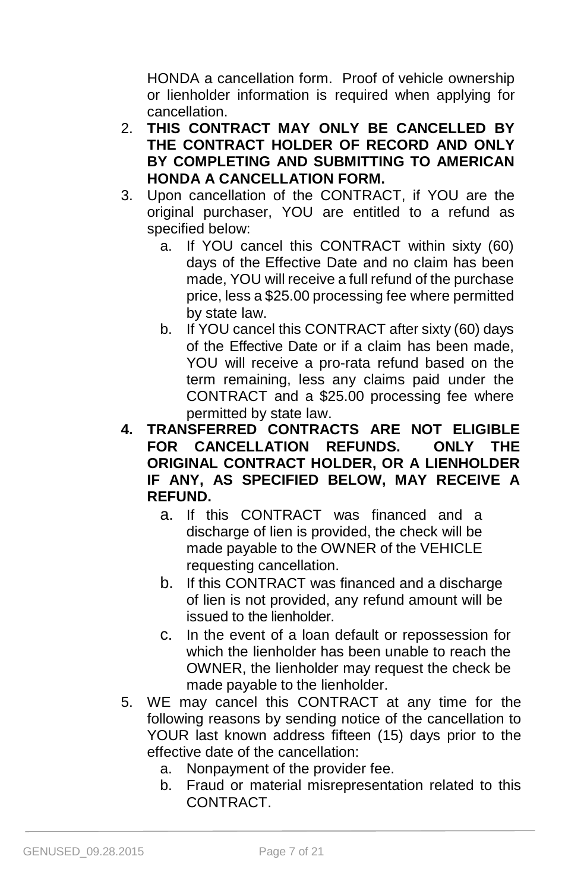HONDA a cancellation form. Proof of vehicle ownership or lienholder information is required when applying for cancellation.

2. **THIS CONTRACT MAY ONLY BE CANCELLED BY THE CONTRACT HOLDER OF RECORD AND ONLY BY COMPLETING AND SUBMITTING TO AMERICAN HONDA A CANCELLATION FORM.**
3. Upon cancellation of the CONTRACT, if YOU are the original purchaser, YOU are entitled to a refund as specified below:
   a. If YOU cancel this CONTRACT within sixty (60) days of the Effective Date and no claim has been made, YOU will receive a full refund of the purchase price, less a $25.00 processing fee where permitted by state law.
   b. If YOU cancel this CONTRACT after sixty (60) days of the Effective Date or if a claim has been made, YOU will receive a pro-rata refund based on the term remaining, less any claims paid under the CONTRACT and a $25.00 processing fee where permitted by state law.
4. **TRANSFERRED CONTRACTS ARE NOT ELIGIBLE FOR CANCELLATION REFUNDS. ONLY THE ORIGINAL CONTRACT HOLDER, OR A LIENHOLDER IF ANY, AS SPECIFIED BELOW, MAY RECEIVE A REFUND.**
   a. If this CONTRACT was financed and a discharge of lien is provided, the check will be made payable to the OWNER of the VEHICLE requesting cancellation.
   b. If this CONTRACT was financed and a discharge of lien is not provided, any refund amount will be issued to the lienholder.
   c. In the event of a loan default or repossession for which the lienholder has been unable to reach the OWNER, the lienholder may request the check be made payable to the lienholder.
5. WE may cancel this CONTRACT at any time for the following reasons by sending notice of the cancellation to YOUR last known address fifteen (15) days prior to the effective date of the cancellation:
   a. Nonpayment of the provider fee.
   b. Fraud or material misrepresentation related to this CONTRACT.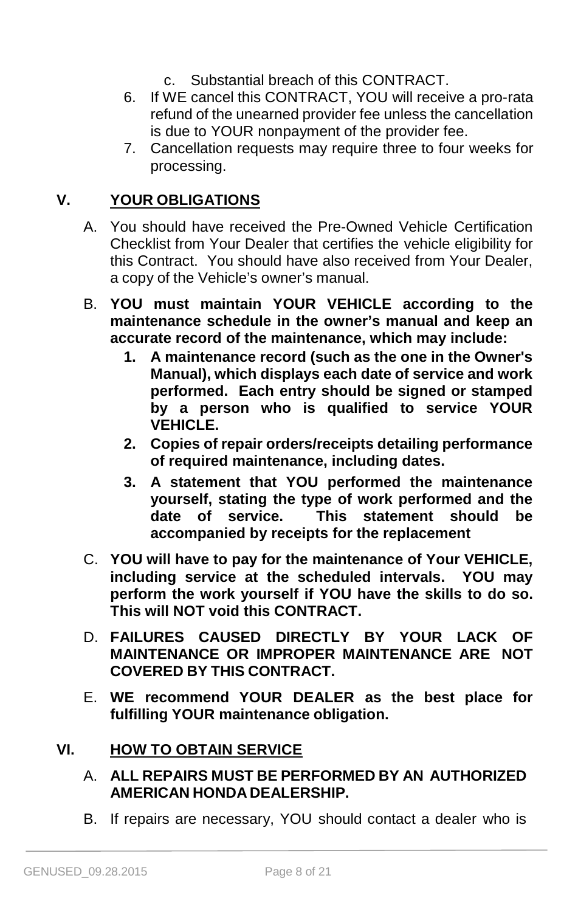c. Substantial breach of this CONTRACT.

6. If WE cancel this CONTRACT, YOU will receive a pro-rata refund of the unearned provider fee unless the cancellation is due to YOUR nonpayment of the provider fee.
7. Cancellation requests may require three to four weeks for processing.

## V. YOUR OBLIGATIONS

A. You should have received the Pre-Owned Vehicle Certification Checklist from Your Dealer that certifies the vehicle eligibility for this Contract. You should have also received from Your Dealer, a copy of the Vehicle's owner's manual.

B. **YOU must maintain YOUR VEHICLE according to the maintenance schedule in the owner's manual and keep an accurate record of the maintenance, which may include:**

   1. **A maintenance record (such as the one in the Owner's Manual), which displays each date of service and work performed. Each entry should be signed or stamped by a person who is qualified to service YOUR VEHICLE.**
   2. **Copies of repair orders/receipts detailing performance of required maintenance, including dates.**
   3. **A statement that YOU performed the maintenance yourself, stating the type of work performed and the date of service. This statement should be accompanied by receipts for the replacement**

C. **YOU will have to pay for the maintenance of Your VEHICLE, including service at the scheduled intervals. YOU may perform the work yourself if YOU have the skills to do so. This will NOT void this CONTRACT.**

D. **FAILURES CAUSED DIRECTLY BY YOUR LACK OF MAINTENANCE OR IMPROPER MAINTENANCE ARE NOT COVERED BY THIS CONTRACT.**

E. **WE recommend YOUR DEALER as the best place for fulfilling YOUR maintenance obligation.**

## VI. HOW TO OBTAIN SERVICE

A. **ALL REPAIRS MUST BE PERFORMED BY AN AUTHORIZED AMERICAN HONDA DEALERSHIP.**

B. If repairs are necessary, YOU should contact a dealer who is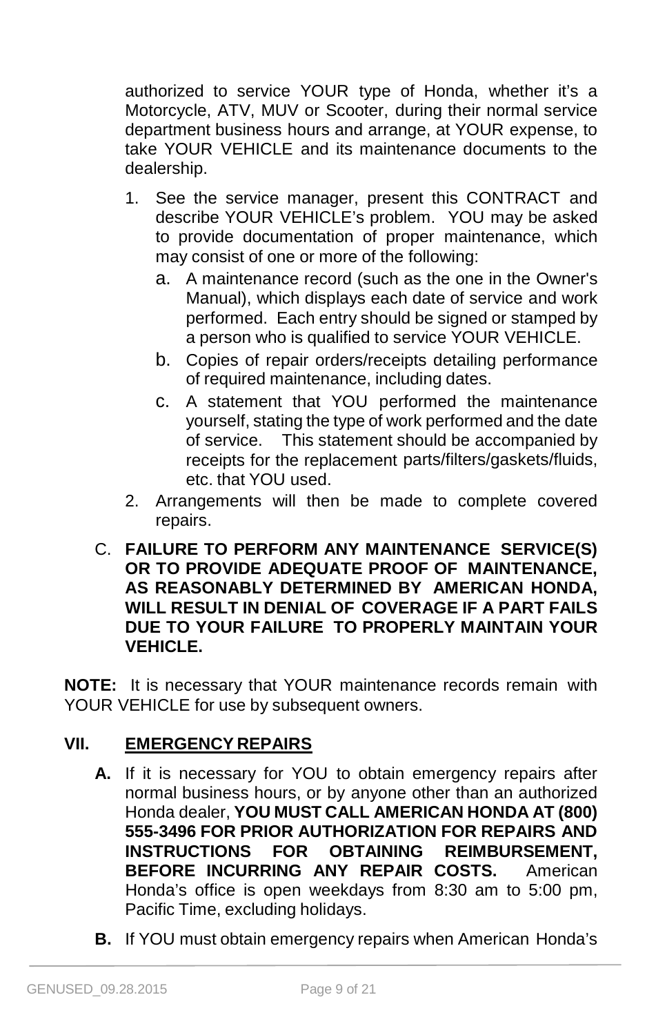authorized to service YOUR type of Honda, whether it's a Motorcycle, ATV, MUV or Scooter, during their normal service department business hours and arrange, at YOUR expense, to take YOUR VEHICLE and its maintenance documents to the dealership.

1. See the service manager, present this CONTRACT and describe YOUR VEHICLE's problem. YOU may be asked to provide documentation of proper maintenance, which may consist of one or more of the following:
   a. A maintenance record (such as the one in the Owner's Manual), which displays each date of service and work performed. Each entry should be signed or stamped by a person who is qualified to service YOUR VEHICLE.
   b. Copies of repair orders/receipts detailing performance of required maintenance, including dates.
   c. A statement that YOU performed the maintenance yourself, stating the type of work performed and the date of service. This statement should be accompanied by receipts for the replacement parts/filters/gaskets/fluids, etc. that YOU used.
2. Arrangements will then be made to complete covered repairs.

C. **FAILURE TO PERFORM ANY MAINTENANCE SERVICE(S) OR TO PROVIDE ADEQUATE PROOF OF MAINTENANCE, AS REASONABLY DETERMINED BY AMERICAN HONDA, WILL RESULT IN DENIAL OF COVERAGE IF A PART FAILS DUE TO YOUR FAILURE TO PROPERLY MAINTAIN YOUR VEHICLE.**

**NOTE:** It is necessary that YOUR maintenance records remain with YOUR VEHICLE for use by subsequent owners.

## VII. EMERGENCY REPAIRS

**A.** If it is necessary for YOU to obtain emergency repairs after normal business hours, or by anyone other than an authorized Honda dealer, **YOU MUST CALL AMERICAN HONDA AT (800) 555-3496 FOR PRIOR AUTHORIZATION FOR REPAIRS AND INSTRUCTIONS FOR OBTAINING REIMBURSEMENT, BEFORE INCURRING ANY REPAIR COSTS.** American Honda's office is open weekdays from 8:30 am to 5:00 pm, Pacific Time, excluding holidays.

**B.** If YOU must obtain emergency repairs when American Honda's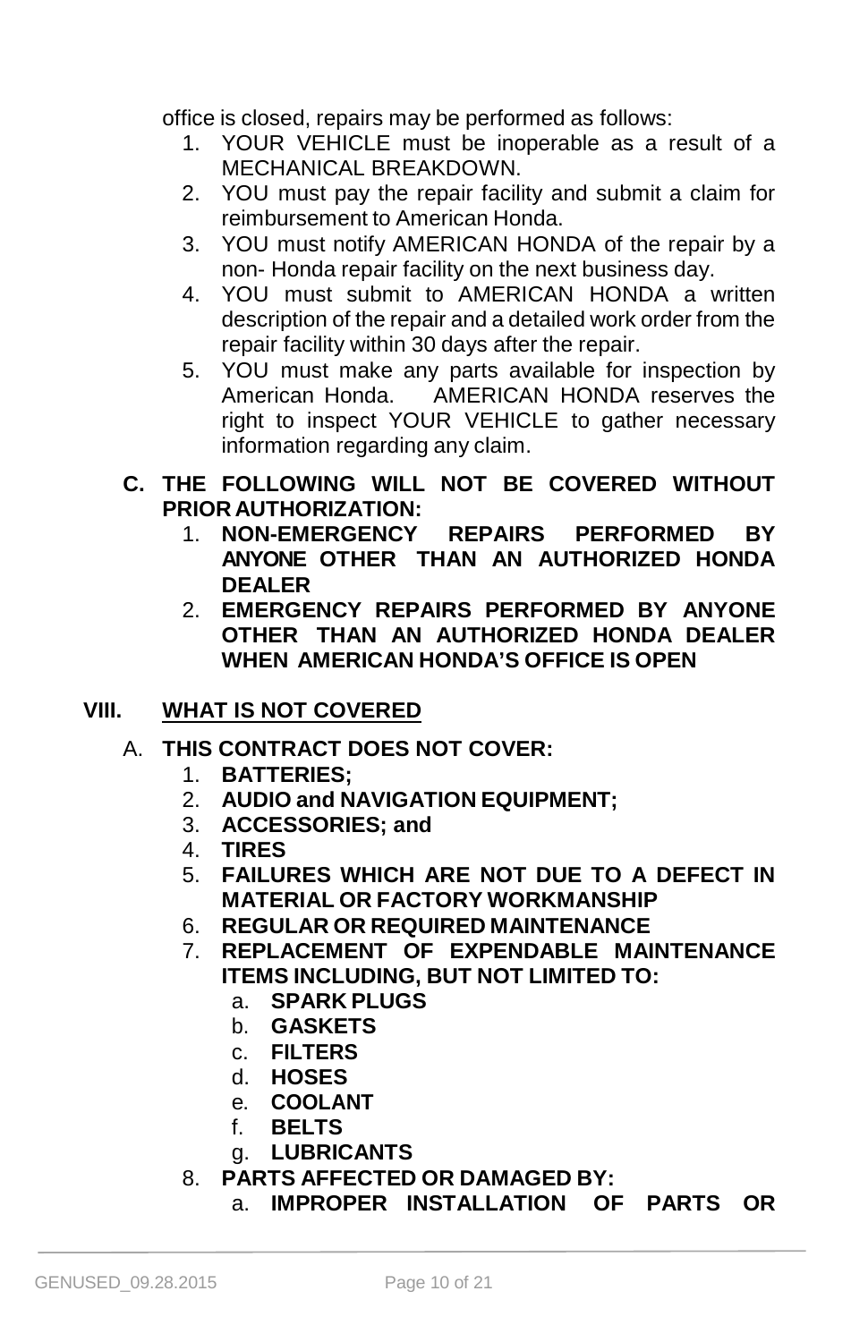office is closed, repairs may be performed as follows:

1. YOUR VEHICLE must be inoperable as a result of a MECHANICAL BREAKDOWN.
2. YOU must pay the repair facility and submit a claim for reimbursement to American Honda.
3. YOU must notify AMERICAN HONDA of the repair by a non- Honda repair facility on the next business day.
4. YOU must submit to AMERICAN HONDA a written description of the repair and a detailed work order from the repair facility within 30 days after the repair.
5. YOU must make any parts available for inspection by American Honda. AMERICAN HONDA reserves the right to inspect YOUR VEHICLE to gather necessary information regarding any claim.

**C. THE FOLLOWING WILL NOT BE COVERED WITHOUT PRIOR AUTHORIZATION:**

1. **NON-EMERGENCY REPAIRS PERFORMED BY ANYONE OTHER THAN AN AUTHORIZED HONDA DEALER**
2. **EMERGENCY REPAIRS PERFORMED BY ANYONE OTHER THAN AN AUTHORIZED HONDA DEALER WHEN AMERICAN HONDA'S OFFICE IS OPEN**

## VIII. WHAT IS NOT COVERED

A. **THIS CONTRACT DOES NOT COVER:**

1. **BATTERIES;**
2. **AUDIO and NAVIGATION EQUIPMENT;**
3. **ACCESSORIES; and**
4. **TIRES**
5. **FAILURES WHICH ARE NOT DUE TO A DEFECT IN MATERIAL OR FACTORY WORKMANSHIP**
6. **REGULAR OR REQUIRED MAINTENANCE**
7. **REPLACEMENT OF EXPENDABLE MAINTENANCE ITEMS INCLUDING, BUT NOT LIMITED TO:**
   a. **SPARK PLUGS**
   b. **GASKETS**
   c. **FILTERS**
   d. **HOSES**
   e. **COOLANT**
   f. **BELTS**
   g. **LUBRICANTS**
8. **PARTS AFFECTED OR DAMAGED BY:**
   a. **IMPROPER INSTALLATION OF PARTS OR**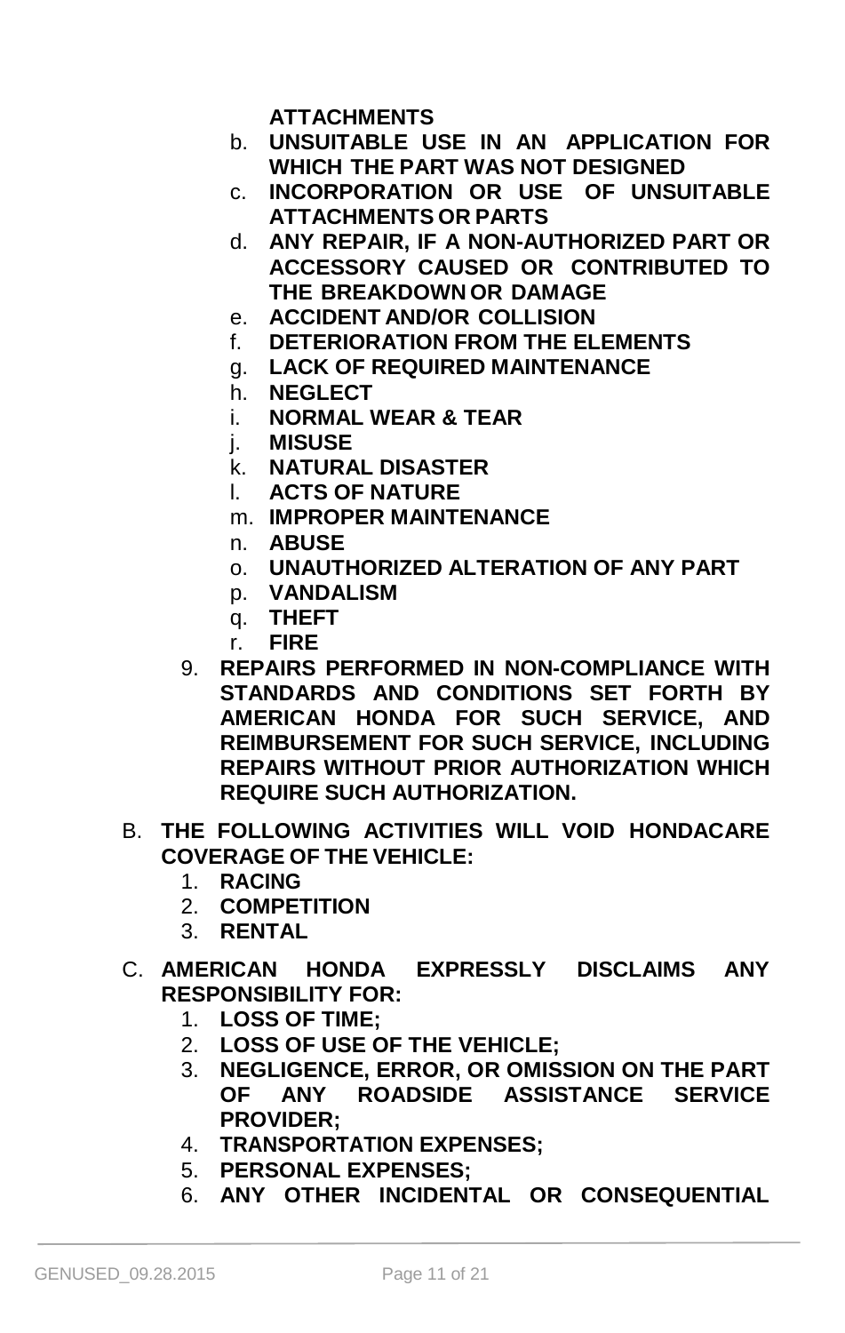**ATTACHMENTS**

   b. **UNSUITABLE USE IN AN APPLICATION FOR WHICH THE PART WAS NOT DESIGNED**
   c. **INCORPORATION OR USE OF UNSUITABLE ATTACHMENTS OR PARTS**
   d. **ANY REPAIR, IF A NON-AUTHORIZED PART OR ACCESSORY CAUSED OR CONTRIBUTED TO THE BREAKDOWN OR DAMAGE**
   e. **ACCIDENT AND/OR COLLISION**
   f. **DETERIORATION FROM THE ELEMENTS**
   g. **LACK OF REQUIRED MAINTENANCE**
   h. **NEGLECT**
   i. **NORMAL WEAR & TEAR**
   j. **MISUSE**
   k. **NATURAL DISASTER**
   l. **ACTS OF NATURE**
   m. **IMPROPER MAINTENANCE**
   n. **ABUSE**
   o. **UNAUTHORIZED ALTERATION OF ANY PART**
   p. **VANDALISM**
   q. **THEFT**
   r. **FIRE**

9. **REPAIRS PERFORMED IN NON-COMPLIANCE WITH STANDARDS AND CONDITIONS SET FORTH BY AMERICAN HONDA FOR SUCH SERVICE, AND REIMBURSEMENT FOR SUCH SERVICE, INCLUDING REPAIRS WITHOUT PRIOR AUTHORIZATION WHICH REQUIRE SUCH AUTHORIZATION.**

B. **THE FOLLOWING ACTIVITIES WILL VOID HONDACARE COVERAGE OF THE VEHICLE:**
   1. **RACING**
   2. **COMPETITION**
   3. **RENTAL**

C. **AMERICAN HONDA EXPRESSLY DISCLAIMS ANY RESPONSIBILITY FOR:**
   1. **LOSS OF TIME;**
   2. **LOSS OF USE OF THE VEHICLE;**
   3. **NEGLIGENCE, ERROR, OR OMISSION ON THE PART OF ANY ROADSIDE ASSISTANCE SERVICE PROVIDER;**
   4. **TRANSPORTATION EXPENSES;**
   5. **PERSONAL EXPENSES;**
   6. **ANY OTHER INCIDENTAL OR CONSEQUENTIAL**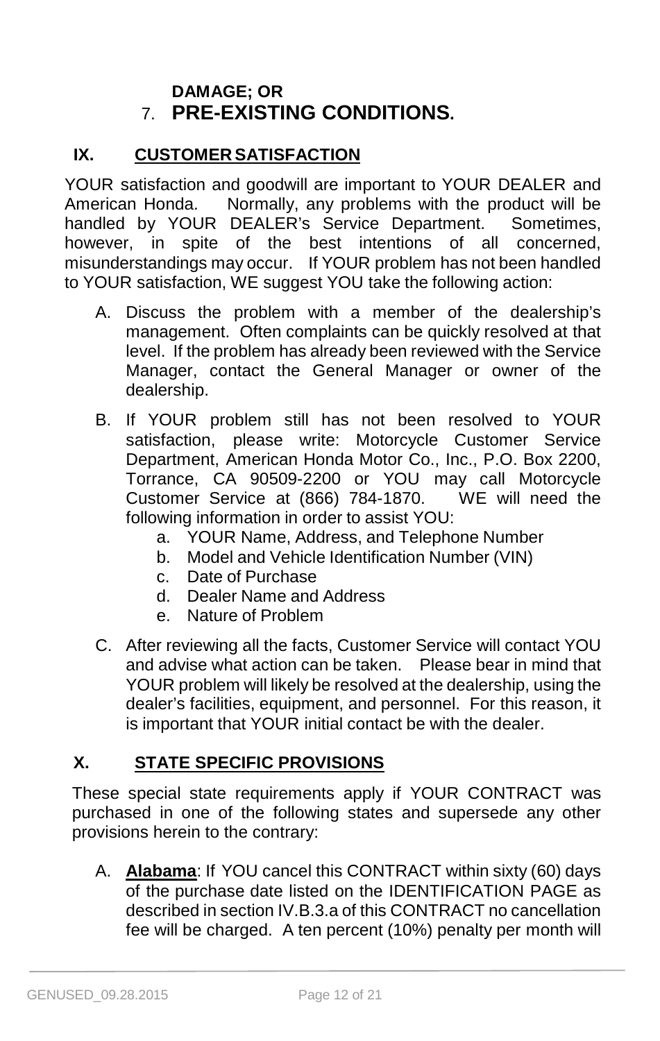**DAMAGE; OR**

7. **PRE-EXISTING CONDITIONS.**

## IX. CUSTOMER SATISFACTION

YOUR satisfaction and goodwill are important to YOUR DEALER and American Honda. Normally, any problems with the product will be handled by YOUR DEALER's Service Department. Sometimes, however, in spite of the best intentions of all concerned, misunderstandings may occur. If YOUR problem has not been handled to YOUR satisfaction, WE suggest YOU take the following action:

A. Discuss the problem with a member of the dealership's management. Often complaints can be quickly resolved at that level. If the problem has already been reviewed with the Service Manager, contact the General Manager or owner of the dealership.

B. If YOUR problem still has not been resolved to YOUR satisfaction, please write: Motorcycle Customer Service Department, American Honda Motor Co., Inc., P.O. Box 2200, Torrance, CA 90509-2200 or YOU may call Motorcycle Customer Service at (866) 784-1870. WE will need the following information in order to assist YOU:
   a. YOUR Name, Address, and Telephone Number
   b. Model and Vehicle Identification Number (VIN)
   c. Date of Purchase
   d. Dealer Name and Address
   e. Nature of Problem

C. After reviewing all the facts, Customer Service will contact YOU and advise what action can be taken. Please bear in mind that YOUR problem will likely be resolved at the dealership, using the dealer's facilities, equipment, and personnel. For this reason, it is important that YOUR initial contact be with the dealer.

## X. STATE SPECIFIC PROVISIONS

These special state requirements apply if YOUR CONTRACT was purchased in one of the following states and supersede any other provisions herein to the contrary:

A. **Alabama**: If YOU cancel this CONTRACT within sixty (60) days of the purchase date listed on the IDENTIFICATION PAGE as described in section IV.B.3.a of this CONTRACT no cancellation fee will be charged. A ten percent (10%) penalty per month will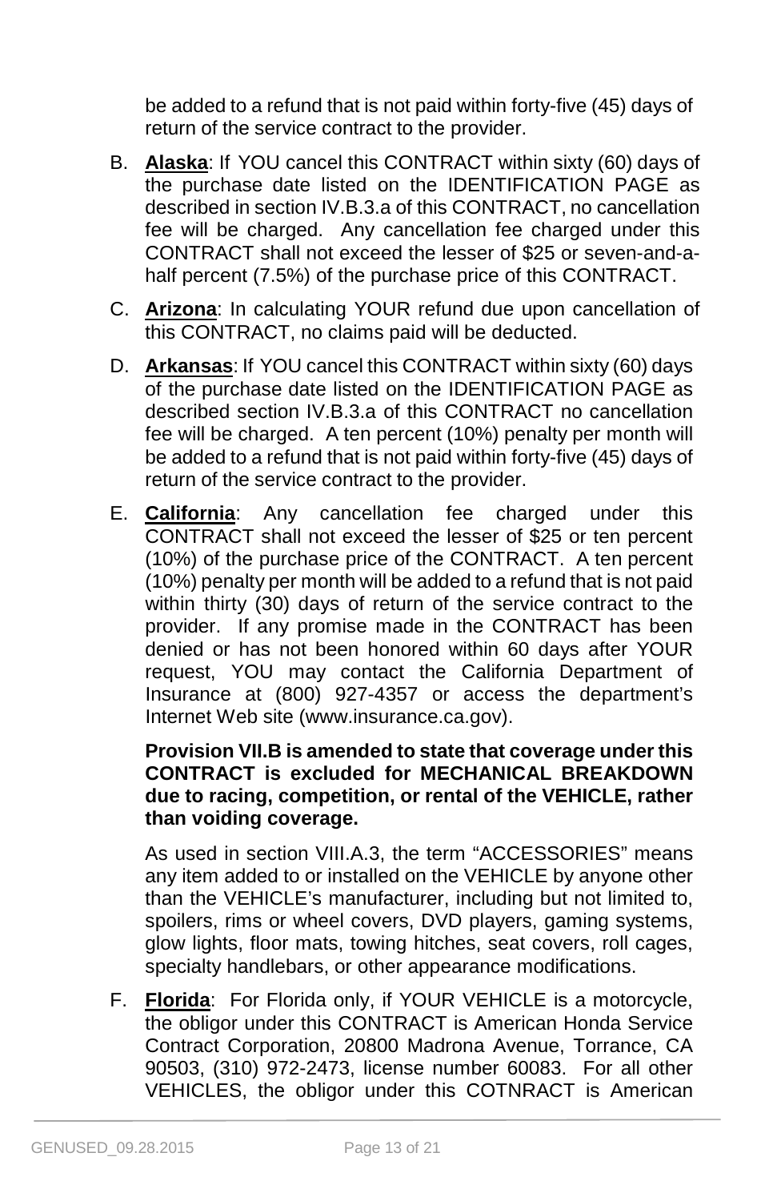be added to a refund that is not paid within forty-five (45) days of return of the service contract to the provider.

B. **Alaska**: If YOU cancel this CONTRACT within sixty (60) days of the purchase date listed on the IDENTIFICATION PAGE as described in section IV.B.3.a of this CONTRACT, no cancellation fee will be charged. Any cancellation fee charged under this CONTRACT shall not exceed the lesser of $25 or seven-and-a-half percent (7.5%) of the purchase price of this CONTRACT.

C. **Arizona**: In calculating YOUR refund due upon cancellation of this CONTRACT, no claims paid will be deducted.

D. **Arkansas**: If YOU cancel this CONTRACT within sixty (60) days of the purchase date listed on the IDENTIFICATION PAGE as described section IV.B.3.a of this CONTRACT no cancellation fee will be charged. A ten percent (10%) penalty per month will be added to a refund that is not paid within forty-five (45) days of return of the service contract to the provider.

E. **California**: Any cancellation fee charged under this CONTRACT shall not exceed the lesser of $25 or ten percent (10%) of the purchase price of the CONTRACT. A ten percent (10%) penalty per month will be added to a refund that is not paid within thirty (30) days of return of the service contract to the provider. If any promise made in the CONTRACT has been denied or has not been honored within 60 days after YOUR request, YOU may contact the California Department of Insurance at (800) 927-4357 or access the department's Internet Web site (www.insurance.ca.gov).

   **Provision VII.B is amended to state that coverage under this CONTRACT is excluded for MECHANICAL BREAKDOWN due to racing, competition, or rental of the VEHICLE, rather than voiding coverage.**

   As used in section VIII.A.3, the term "ACCESSORIES" means any item added to or installed on the VEHICLE by anyone other than the VEHICLE's manufacturer, including but not limited to, spoilers, rims or wheel covers, DVD players, gaming systems, glow lights, floor mats, towing hitches, seat covers, roll cages, specialty handlebars, or other appearance modifications.

F. **Florida**: For Florida only, if YOUR VEHICLE is a motorcycle, the obligor under this CONTRACT is American Honda Service Contract Corporation, 20800 Madrona Avenue, Torrance, CA 90503, (310) 972-2473, license number 60083. For all other VEHICLES, the obligor under this COTNRACT is American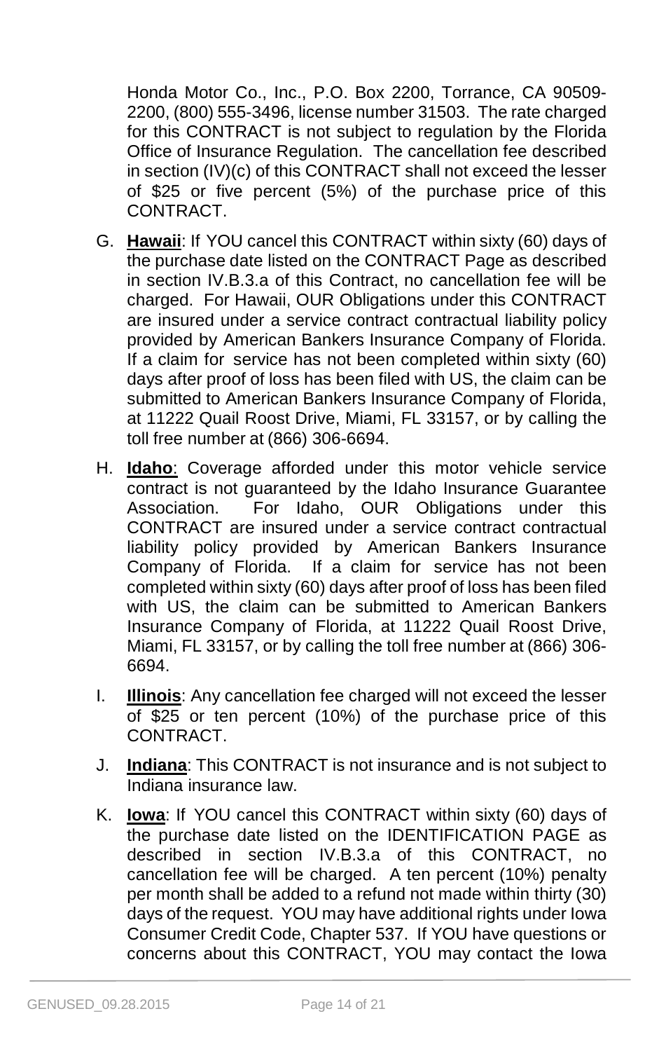Honda Motor Co., Inc., P.O. Box 2200, Torrance, CA 90509-2200, (800) 555-3496, license number 31503. The rate charged for this CONTRACT is not subject to regulation by the Florida Office of Insurance Regulation. The cancellation fee described in section (IV)(c) of this CONTRACT shall not exceed the lesser of $25 or five percent (5%) of the purchase price of this CONTRACT.

G. **Hawaii**: If YOU cancel this CONTRACT within sixty (60) days of the purchase date listed on the CONTRACT Page as described in section IV.B.3.a of this Contract, no cancellation fee will be charged. For Hawaii, OUR Obligations under this CONTRACT are insured under a service contract contractual liability policy provided by American Bankers Insurance Company of Florida. If a claim for service has not been completed within sixty (60) days after proof of loss has been filed with US, the claim can be submitted to American Bankers Insurance Company of Florida, at 11222 Quail Roost Drive, Miami, FL 33157, or by calling the toll free number at (866) 306-6694.

H. **Idaho**: Coverage afforded under this motor vehicle service contract is not guaranteed by the Idaho Insurance Guarantee Association. For Idaho, OUR Obligations under this CONTRACT are insured under a service contract contractual liability policy provided by American Bankers Insurance Company of Florida. If a claim for service has not been completed within sixty (60) days after proof of loss has been filed with US, the claim can be submitted to American Bankers Insurance Company of Florida, at 11222 Quail Roost Drive, Miami, FL 33157, or by calling the toll free number at (866) 306-6694.

I. **Illinois**: Any cancellation fee charged will not exceed the lesser of $25 or ten percent (10%) of the purchase price of this CONTRACT.

J. **Indiana**: This CONTRACT is not insurance and is not subject to Indiana insurance law.

K. **Iowa**: If YOU cancel this CONTRACT within sixty (60) days of the purchase date listed on the IDENTIFICATION PAGE as described in section IV.B.3.a of this CONTRACT, no cancellation fee will be charged. A ten percent (10%) penalty per month shall be added to a refund not made within thirty (30) days of the request. YOU may have additional rights under Iowa Consumer Credit Code, Chapter 537. If YOU have questions or concerns about this CONTRACT, YOU may contact the Iowa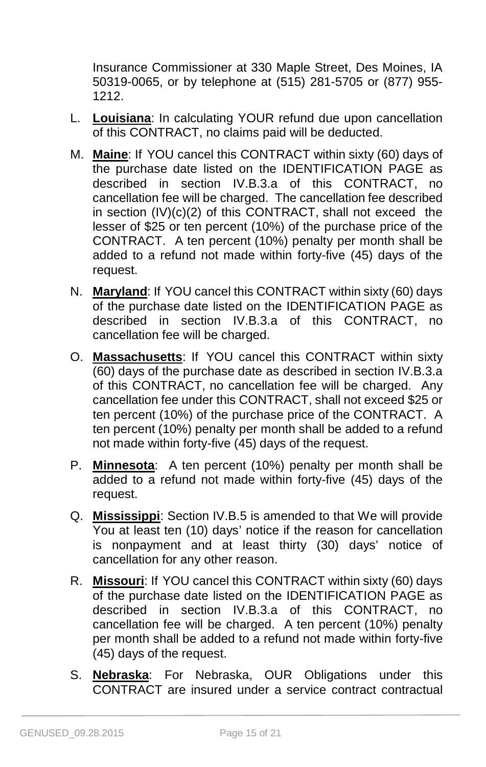Insurance Commissioner at 330 Maple Street, Des Moines, IA 50319-0065, or by telephone at (515) 281-5705 or (877) 955-1212.

L. **Louisiana**: In calculating YOUR refund due upon cancellation of this CONTRACT, no claims paid will be deducted.

M. **Maine**: If YOU cancel this CONTRACT within sixty (60) days of the purchase date listed on the IDENTIFICATION PAGE as described in section IV.B.3.a of this CONTRACT, no cancellation fee will be charged. The cancellation fee described in section (IV)(c)(2) of this CONTRACT, shall not exceed the lesser of $25 or ten percent (10%) of the purchase price of the CONTRACT. A ten percent (10%) penalty per month shall be added to a refund not made within forty-five (45) days of the request.

N. **Maryland**: If YOU cancel this CONTRACT within sixty (60) days of the purchase date listed on the IDENTIFICATION PAGE as described in section IV.B.3.a of this CONTRACT, no cancellation fee will be charged.

O. **Massachusetts**: If YOU cancel this CONTRACT within sixty (60) days of the purchase date as described in section IV.B.3.a of this CONTRACT, no cancellation fee will be charged. Any cancellation fee under this CONTRACT, shall not exceed $25 or ten percent (10%) of the purchase price of the CONTRACT. A ten percent (10%) penalty per month shall be added to a refund not made within forty-five (45) days of the request.

P. **Minnesota**: A ten percent (10%) penalty per month shall be added to a refund not made within forty-five (45) days of the request.

Q. **Mississippi**: Section IV.B.5 is amended to that We will provide You at least ten (10) days' notice if the reason for cancellation is nonpayment and at least thirty (30) days' notice of cancellation for any other reason.

R. **Missouri**: If YOU cancel this CONTRACT within sixty (60) days of the purchase date listed on the IDENTIFICATION PAGE as described in section IV.B.3.a of this CONTRACT, no cancellation fee will be charged. A ten percent (10%) penalty per month shall be added to a refund not made within forty-five (45) days of the request.

S. **Nebraska**: For Nebraska, OUR Obligations under this CONTRACT are insured under a service contract contractual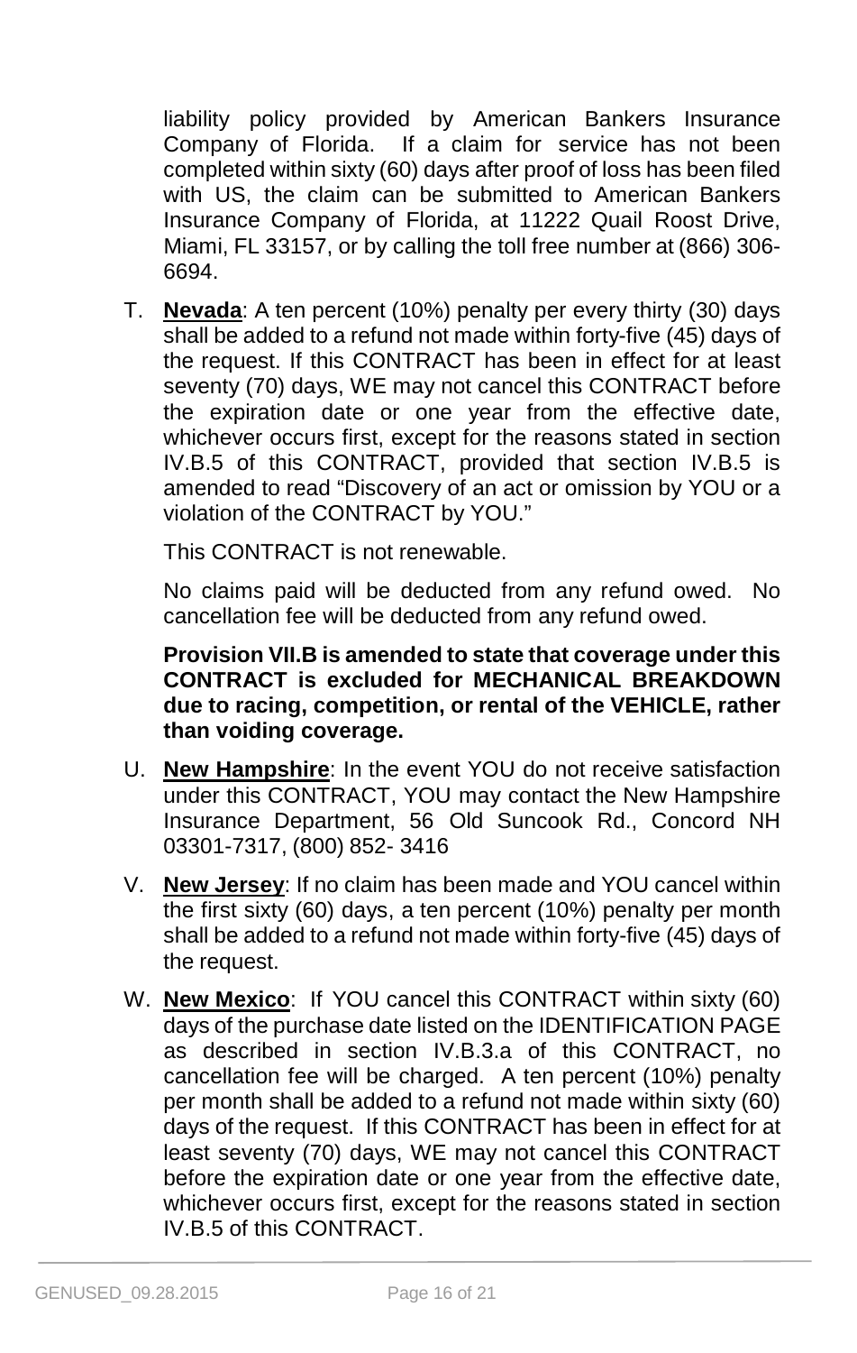liability policy provided by American Bankers Insurance Company of Florida. If a claim for service has not been completed within sixty (60) days after proof of loss has been filed with US, the claim can be submitted to American Bankers Insurance Company of Florida, at 11222 Quail Roost Drive, Miami, FL 33157, or by calling the toll free number at (866) 306-6694.

T. **Nevada**: A ten percent (10%) penalty per every thirty (30) days shall be added to a refund not made within forty-five (45) days of the request. If this CONTRACT has been in effect for at least seventy (70) days, WE may not cancel this CONTRACT before the expiration date or one year from the effective date, whichever occurs first, except for the reasons stated in section IV.B.5 of this CONTRACT, provided that section IV.B.5 is amended to read "Discovery of an act or omission by YOU or a violation of the CONTRACT by YOU."

   This CONTRACT is not renewable.

   No claims paid will be deducted from any refund owed. No cancellation fee will be deducted from any refund owed.

   **Provision VII.B is amended to state that coverage under this CONTRACT is excluded for MECHANICAL BREAKDOWN due to racing, competition, or rental of the VEHICLE, rather than voiding coverage.**

U. **New Hampshire**: In the event YOU do not receive satisfaction under this CONTRACT, YOU may contact the New Hampshire Insurance Department, 56 Old Suncook Rd., Concord NH 03301-7317, (800) 852- 3416

V. **New Jersey**: If no claim has been made and YOU cancel within the first sixty (60) days, a ten percent (10%) penalty per month shall be added to a refund not made within forty-five (45) days of the request.

W. **New Mexico**: If YOU cancel this CONTRACT within sixty (60) days of the purchase date listed on the IDENTIFICATION PAGE as described in section IV.B.3.a of this CONTRACT, no cancellation fee will be charged. A ten percent (10%) penalty per month shall be added to a refund not made within sixty (60) days of the request. If this CONTRACT has been in effect for at least seventy (70) days, WE may not cancel this CONTRACT before the expiration date or one year from the effective date, whichever occurs first, except for the reasons stated in section IV.B.5 of this CONTRACT.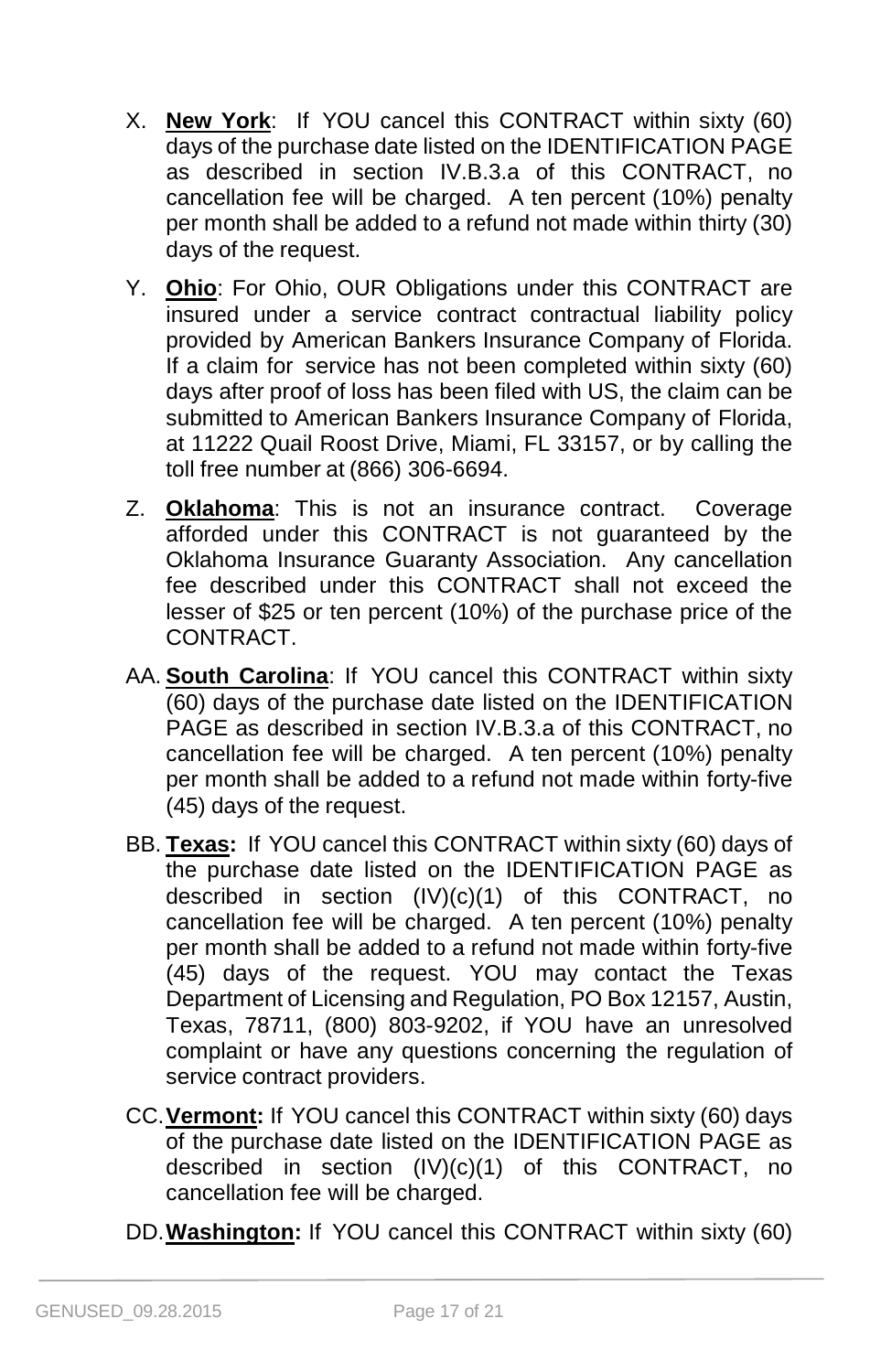X. **New York**: If YOU cancel this CONTRACT within sixty (60) days of the purchase date listed on the IDENTIFICATION PAGE as described in section IV.B.3.a of this CONTRACT, no cancellation fee will be charged. A ten percent (10%) penalty per month shall be added to a refund not made within thirty (30) days of the request.

Y. **Ohio**: For Ohio, OUR Obligations under this CONTRACT are insured under a service contract contractual liability policy provided by American Bankers Insurance Company of Florida. If a claim for service has not been completed within sixty (60) days after proof of loss has been filed with US, the claim can be submitted to American Bankers Insurance Company of Florida, at 11222 Quail Roost Drive, Miami, FL 33157, or by calling the toll free number at (866) 306-6694.

Z. **Oklahoma**: This is not an insurance contract. Coverage afforded under this CONTRACT is not guaranteed by the Oklahoma Insurance Guaranty Association. Any cancellation fee described under this CONTRACT shall not exceed the lesser of $25 or ten percent (10%) of the purchase price of the CONTRACT.

AA. **South Carolina**: If YOU cancel this CONTRACT within sixty (60) days of the purchase date listed on the IDENTIFICATION PAGE as described in section IV.B.3.a of this CONTRACT, no cancellation fee will be charged. A ten percent (10%) penalty per month shall be added to a refund not made within forty-five (45) days of the request.

BB. **Texas:** If YOU cancel this CONTRACT within sixty (60) days of the purchase date listed on the IDENTIFICATION PAGE as described in section (IV)(c)(1) of this CONTRACT, no cancellation fee will be charged. A ten percent (10%) penalty per month shall be added to a refund not made within forty-five (45) days of the request. YOU may contact the Texas Department of Licensing and Regulation, PO Box 12157, Austin, Texas, 78711, (800) 803-9202, if YOU have an unresolved complaint or have any questions concerning the regulation of service contract providers.

CC. **Vermont:** If YOU cancel this CONTRACT within sixty (60) days of the purchase date listed on the IDENTIFICATION PAGE as described in section (IV)(c)(1) of this CONTRACT, no cancellation fee will be charged.

DD. **Washington:** If YOU cancel this CONTRACT within sixty (60)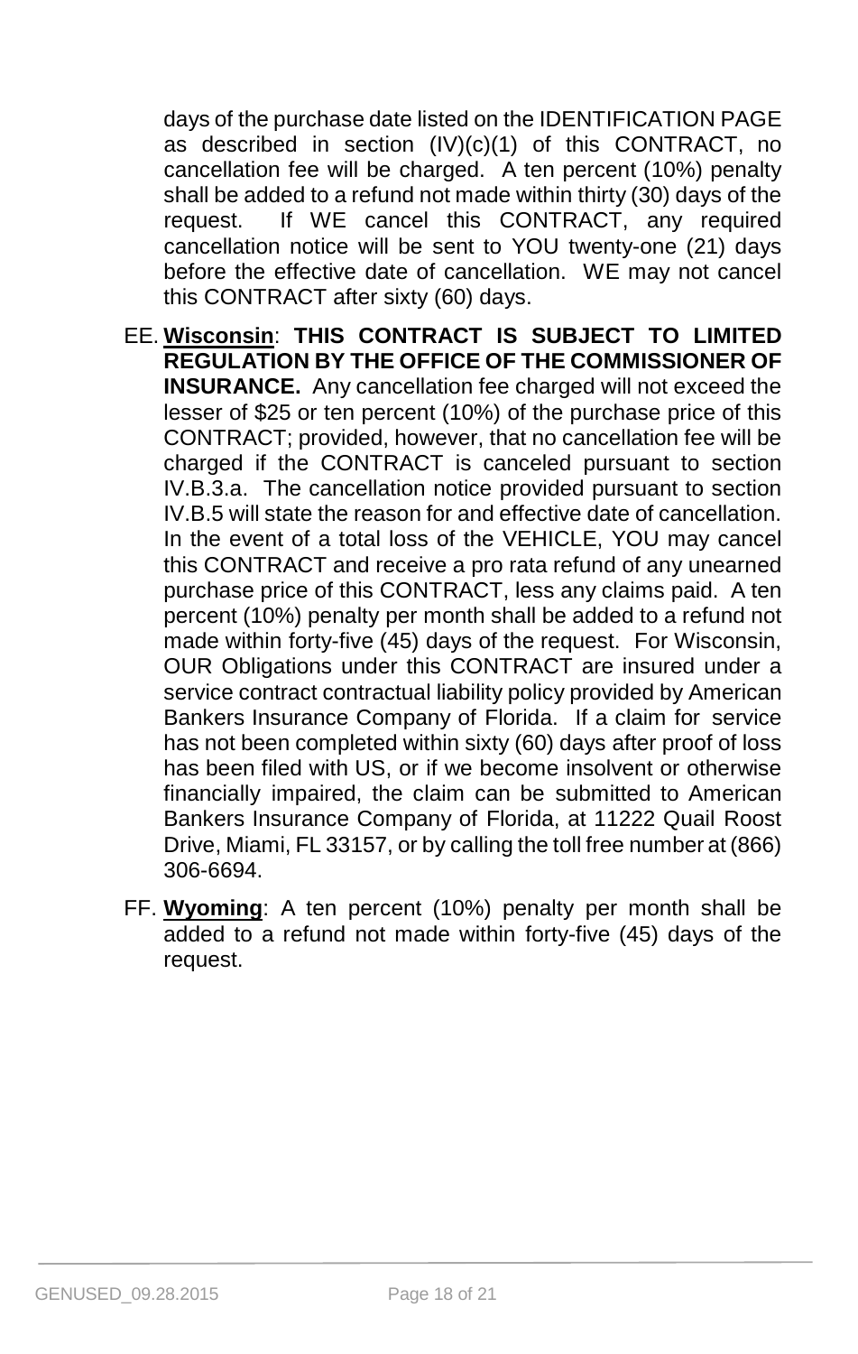days of the purchase date listed on the IDENTIFICATION PAGE as described in section (IV)(c)(1) of this CONTRACT, no cancellation fee will be charged. A ten percent (10%) penalty shall be added to a refund not made within thirty (30) days of the request. If WE cancel this CONTRACT, any required cancellation notice will be sent to YOU twenty-one (21) days before the effective date of cancellation. WE may not cancel this CONTRACT after sixty (60) days.

EE. **Wisconsin**: **THIS CONTRACT IS SUBJECT TO LIMITED REGULATION BY THE OFFICE OF THE COMMISSIONER OF INSURANCE.** Any cancellation fee charged will not exceed the lesser of $25 or ten percent (10%) of the purchase price of this CONTRACT; provided, however, that no cancellation fee will be charged if the CONTRACT is canceled pursuant to section IV.B.3.a. The cancellation notice provided pursuant to section IV.B.5 will state the reason for and effective date of cancellation. In the event of a total loss of the VEHICLE, YOU may cancel this CONTRACT and receive a pro rata refund of any unearned purchase price of this CONTRACT, less any claims paid. A ten percent (10%) penalty per month shall be added to a refund not made within forty-five (45) days of the request. For Wisconsin, OUR Obligations under this CONTRACT are insured under a service contract contractual liability policy provided by American Bankers Insurance Company of Florida. If a claim for service has not been completed within sixty (60) days after proof of loss has been filed with US, or if we become insolvent or otherwise financially impaired, the claim can be submitted to American Bankers Insurance Company of Florida, at 11222 Quail Roost Drive, Miami, FL 33157, or by calling the toll free number at (866) 306-6694.

FF. **Wyoming**: A ten percent (10%) penalty per month shall be added to a refund not made within forty-five (45) days of the request.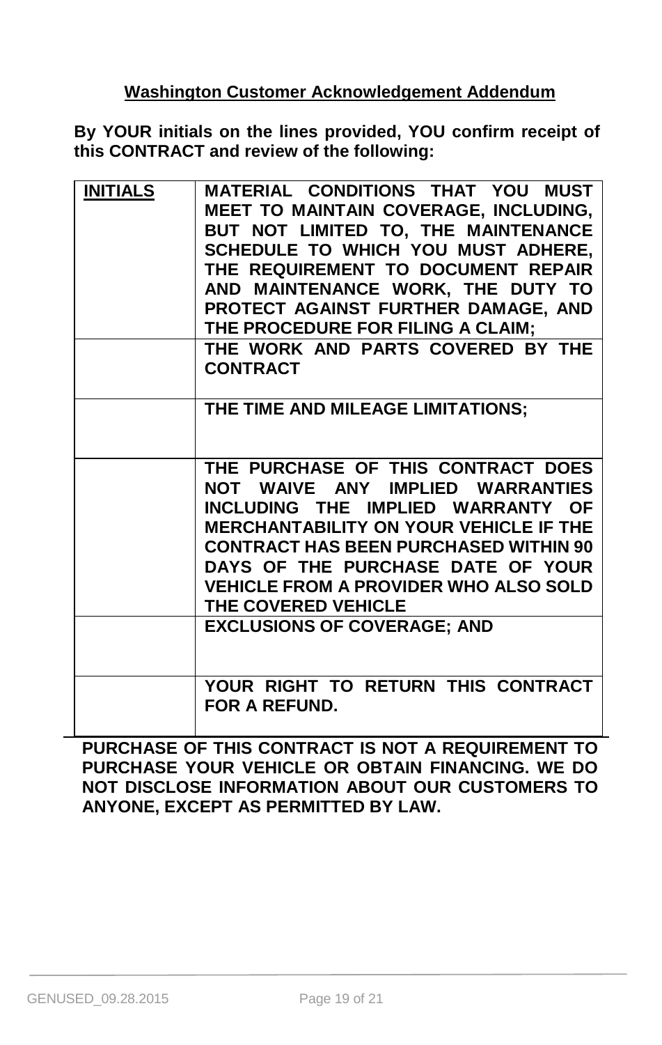## Washington Customer Acknowledgement Addendum

**By YOUR initials on the lines provided, YOU confirm receipt of this CONTRACT and review of the following:**

| **INITIALS** | **MATERIAL CONDITIONS THAT YOU MUST MEET TO MAINTAIN COVERAGE, INCLUDING, BUT NOT LIMITED TO, THE MAINTENANCE SCHEDULE TO WHICH YOU MUST ADHERE, THE REQUIREMENT TO DOCUMENT REPAIR AND MAINTENANCE WORK, THE DUTY TO PROTECT AGAINST FURTHER DAMAGE, AND THE PROCEDURE FOR FILING A CLAIM;** |
|---|---|
| | **THE WORK AND PARTS COVERED BY THE CONTRACT** |
| | **THE TIME AND MILEAGE LIMITATIONS;** |
| | **THE PURCHASE OF THIS CONTRACT DOES NOT WAIVE ANY IMPLIED WARRANTIES INCLUDING THE IMPLIED WARRANTY OF MERCHANTABILITY ON YOUR VEHICLE IF THE CONTRACT HAS BEEN PURCHASED WITHIN 90 DAYS OF THE PURCHASE DATE OF YOUR VEHICLE FROM A PROVIDER WHO ALSO SOLD THE COVERED VEHICLE** |
| | **EXCLUSIONS OF COVERAGE; AND** |
| | **YOUR RIGHT TO RETURN THIS CONTRACT FOR A REFUND.** |

**PURCHASE OF THIS CONTRACT IS NOT A REQUIREMENT TO PURCHASE YOUR VEHICLE OR OBTAIN FINANCING. WE DO NOT DISCLOSE INFORMATION ABOUT OUR CUSTOMERS TO ANYONE, EXCEPT AS PERMITTED BY LAW.**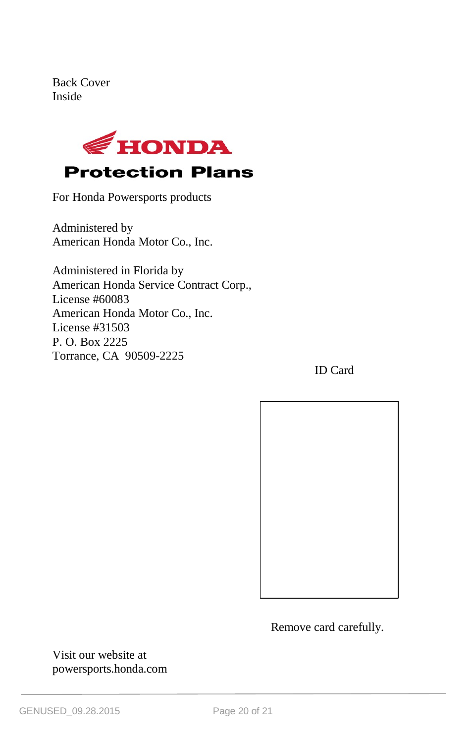Back Cover
Inside

# HONDA
## Protection Plans

For Honda Powersports products

Administered by
American Honda Motor Co., Inc.

Administered in Florida by
American Honda Service Contract Corp.,
License #60083
American Honda Motor Co., Inc.
License #31503
P. O. Box 2225
Torrance, CA 90509-2225

ID Card

Remove card carefully.

Visit our website at
powersports.honda.com

GENUSED_09.28.2015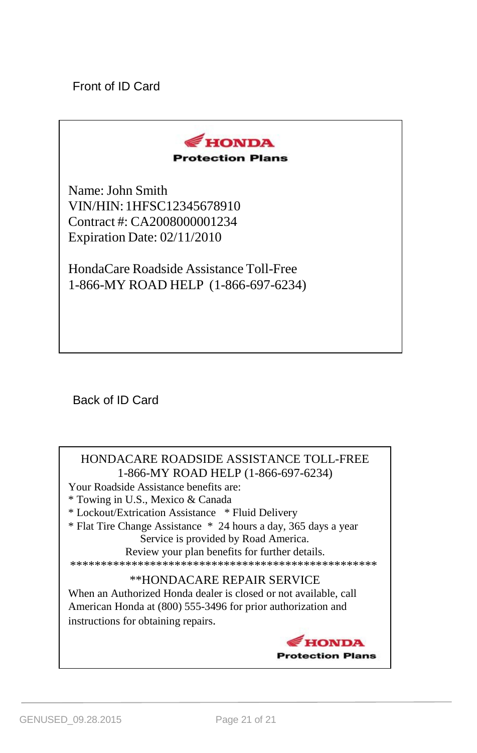Front of ID Card

**HONDA**
**Protection Plans**

Name: John Smith
VIN/HIN: 1HFSC12345678910
Contract #: CA2008000001234
Expiration Date: 02/11/2010

HondaCare Roadside Assistance Toll-Free
1-866-MY ROAD HELP (1-866-697-6234)

Back of ID Card

HONDACARE ROADSIDE ASSISTANCE TOLL-FREE
1-866-MY ROAD HELP (1-866-697-6234)

Your Roadside Assistance benefits are:
* Towing in U.S., Mexico & Canada
* Lockout/Extrication Assistance * Fluid Delivery
* Flat Tire Change Assistance * 24 hours a day, 365 days a year

Service is provided by Road America.
Review your plan benefits for further details.

**************************************************

**HONDACARE REPAIR SERVICE
When an Authorized Honda dealer is closed or not available, call American Honda at (800) 555-3496 for prior authorization and instructions for obtaining repairs.

**HONDA**
**Protection Plans**

GENUSED_09.28.2015